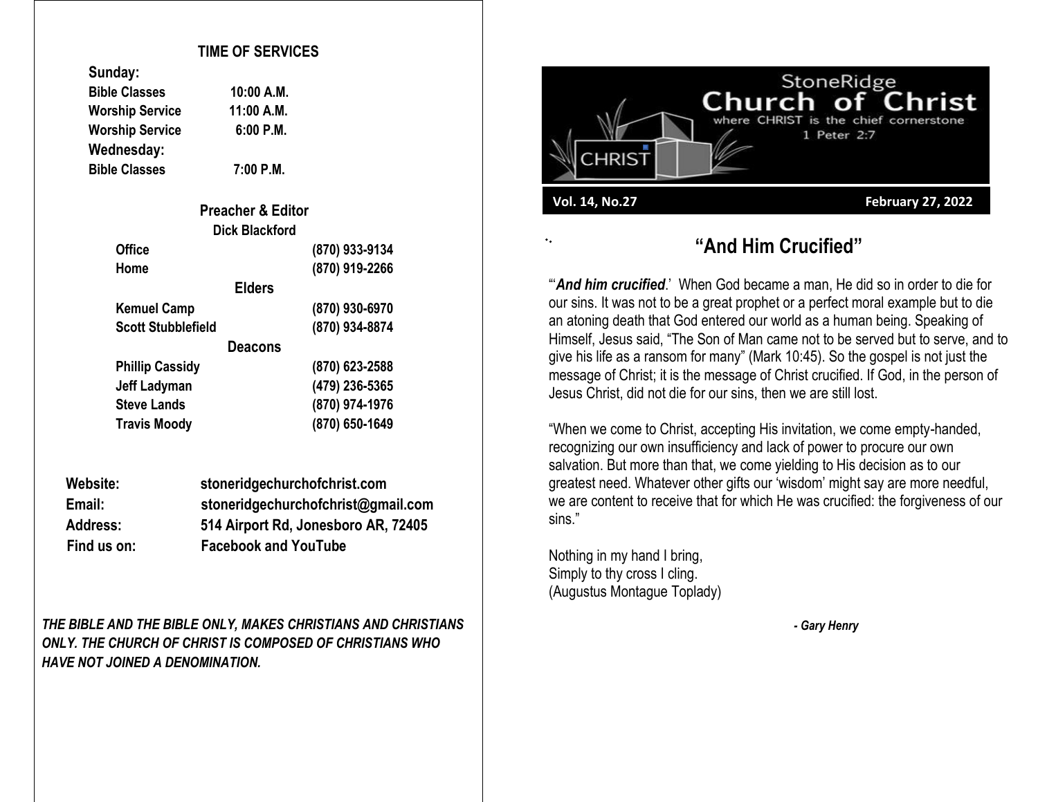## TIME OF SERVICES

**Sunday:**

| | |
|---|---|
| **Bible Classes** | **10:00 A.M.** |
| **Worship Service** | **11:00 A.M.** |
| **Worship Service** | **6:00 P.M.** |

**Wednesday:**

| | |
|---|---|
| **Bible Classes** | **7:00 P.M.** |

### Preacher & Editor

**Dick Blackford**

| | |
|---|---|
| **Office** | **(870) 933-9134** |
| **Home** | **(870) 919-2266** |

### Elders

| | |
|---|---|
| **Kemuel Camp** | **(870) 930-6970** |
| **Scott Stubblefield** | **(870) 934-8874** |

### Deacons

| | |
|---|---|
| **Phillip Cassidy** | **(870) 623-2588** |
| **Jeff Ladyman** | **(479) 236-5365** |
| **Steve Lands** | **(870) 974-1976** |
| **Travis Moody** | **(870) 650-1649** |

| | |
|---|---|
| **Website:** | **stoneridgechurchofchrist.com** |
| **Email:** | **stoneridgechurchofchrist@gmail.com** |
| **Address:** | **514 Airport Rd, Jonesboro AR, 72405** |
| **Find us on:** | **Facebook and YouTube** |

***THE BIBLE AND THE BIBLE ONLY, MAKES CHRISTIANS AND CHRISTIANS ONLY. THE CHURCH OF CHRIST IS COMPOSED OF CHRISTIANS WHO HAVE NOT JOINED A DENOMINATION.***

StoneRidge

# Church of Christ

where CHRIST is the chief cornerstone
1 Peter 2:7

**Vol. 14, No.27** **February 27, 2022**

## "And Him Crucified"

"'***And him crucified***.' When God became a man, He did so in order to die for our sins. It was not to be a great prophet or a perfect moral example but to die an atoning death that God entered our world as a human being. Speaking of Himself, Jesus said, "The Son of Man came not to be served but to serve, and to give his life as a ransom for many" (Mark 10:45). So the gospel is not just the message of Christ; it is the message of Christ crucified. If God, in the person of Jesus Christ, did not die for our sins, then we are still lost.

"When we come to Christ, accepting His invitation, we come empty-handed, recognizing our own insufficiency and lack of power to procure our own salvation. But more than that, we come yielding to His decision as to our greatest need. Whatever other gifts our 'wisdom' might say are more needful, we are content to receive that for which He was crucified: the forgiveness of our sins."

Nothing in my hand I bring,
Simply to thy cross I cling.
(Augustus Montague Toplady)

***- Gary Henry***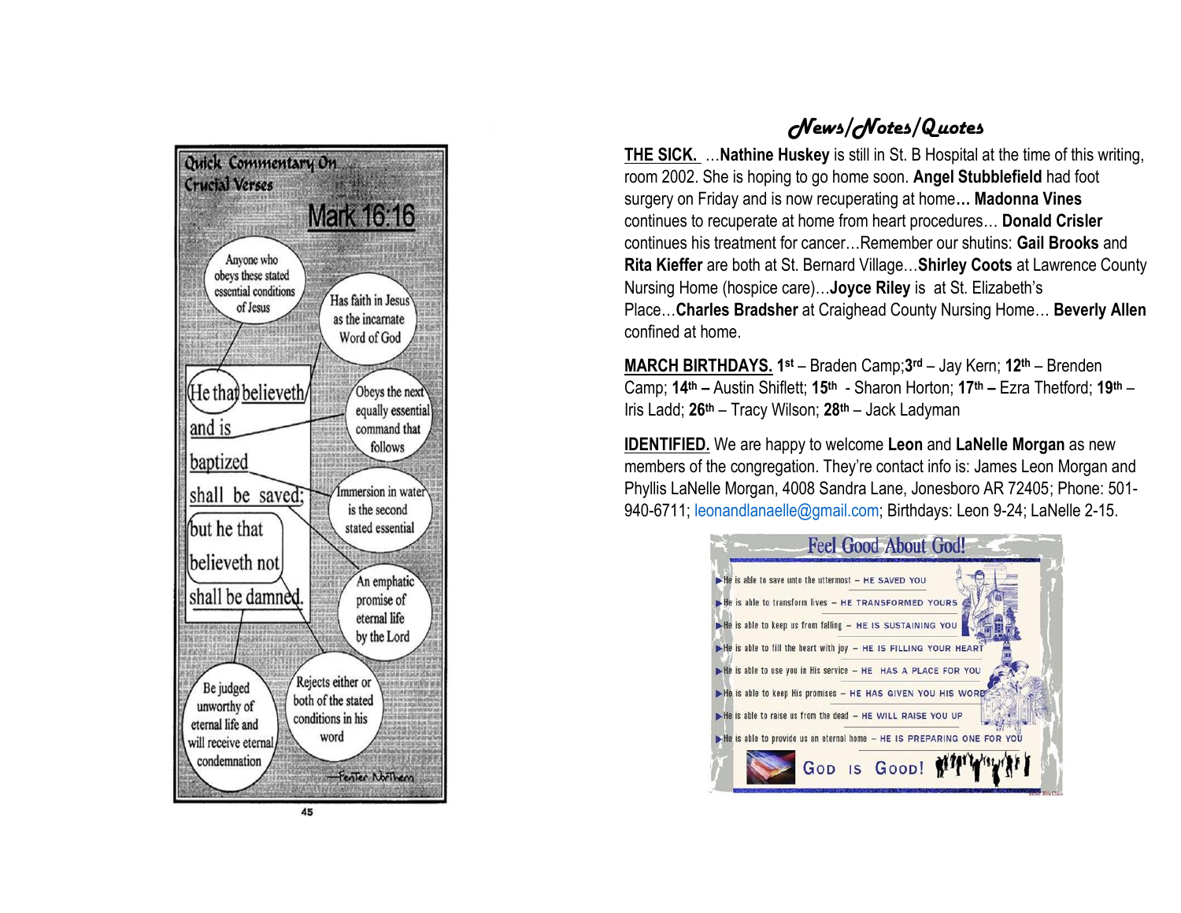## Quick Commentary On Crucial Verses

### Mark 16:16

He that believeth and is baptized shall be saved; but he that believeth not shall be damned.

- Anyone who obeys these stated essential conditions of Jesus
- Has faith in Jesus as the incarnate Word of God
- Obeys the next equally essential command that follows
- Immersion in water is the second stated essential
- An emphatic promise of eternal life by the Lord
- Rejects either or both of the stated conditions in his word
- Be judged unworthy of eternal life and will receive eternal condemnation

—Fenter Northern

## *News/Notes/Quotes*

**THE SICK.** …**Nathine Huskey** is still in St. B Hospital at the time of this writing, room 2002. She is hoping to go home soon. **Angel Stubblefield** had foot surgery on Friday and is now recuperating at home**… Madonna Vines** continues to recuperate at home from heart procedures… **Donald Crisler** continues his treatment for cancer…Remember our shutins: **Gail Brooks** and **Rita Kieffer** are both at St. Bernard Village…**Shirley Coots** at Lawrence County Nursing Home (hospice care)…**Joyce Riley** is at St. Elizabeth's Place…**Charles Bradsher** at Craighead County Nursing Home… **Beverly Allen** confined at home.

**MARCH BIRTHDAYS. 1st** – Braden Camp;**3rd** – Jay Kern; **12th** – Brenden Camp; **14th –** Austin Shiflett; **15th** - Sharon Horton; **17th –** Ezra Thetford; **19th** – Iris Ladd; **26th** – Tracy Wilson; **28th** – Jack Ladyman

**IDENTIFIED.** We are happy to welcome **Leon** and **LaNelle Morgan** as new members of the congregation. They're contact info is: James Leon Morgan and Phyllis LaNelle Morgan, 4008 Sandra Lane, Jonesboro AR 72405; Phone: 501-940-6711; leonandlanaelle@gmail.com; Birthdays: Leon 9-24; LaNelle 2-15.

### Feel Good About God!

- He is able to save unto the uttermost – HE SAVED YOU
- He is able to transform lives – HE TRANSFORMED YOURS
- He is able to keep us from falling – HE IS SUSTAINING YOU
- He is able to fill the heart with joy – HE IS FILLING YOUR HEART
- He is able to use you in His service – HE HAS A PLACE FOR YOU
- He is able to keep His promises – HE HAS GIVEN YOU HIS WORD
- He is able to raise us from the dead – HE WILL RAISE YOU UP
- He is able to provide us an eternal home – HE IS PREPARING ONE FOR YOU

GOD IS GOOD!